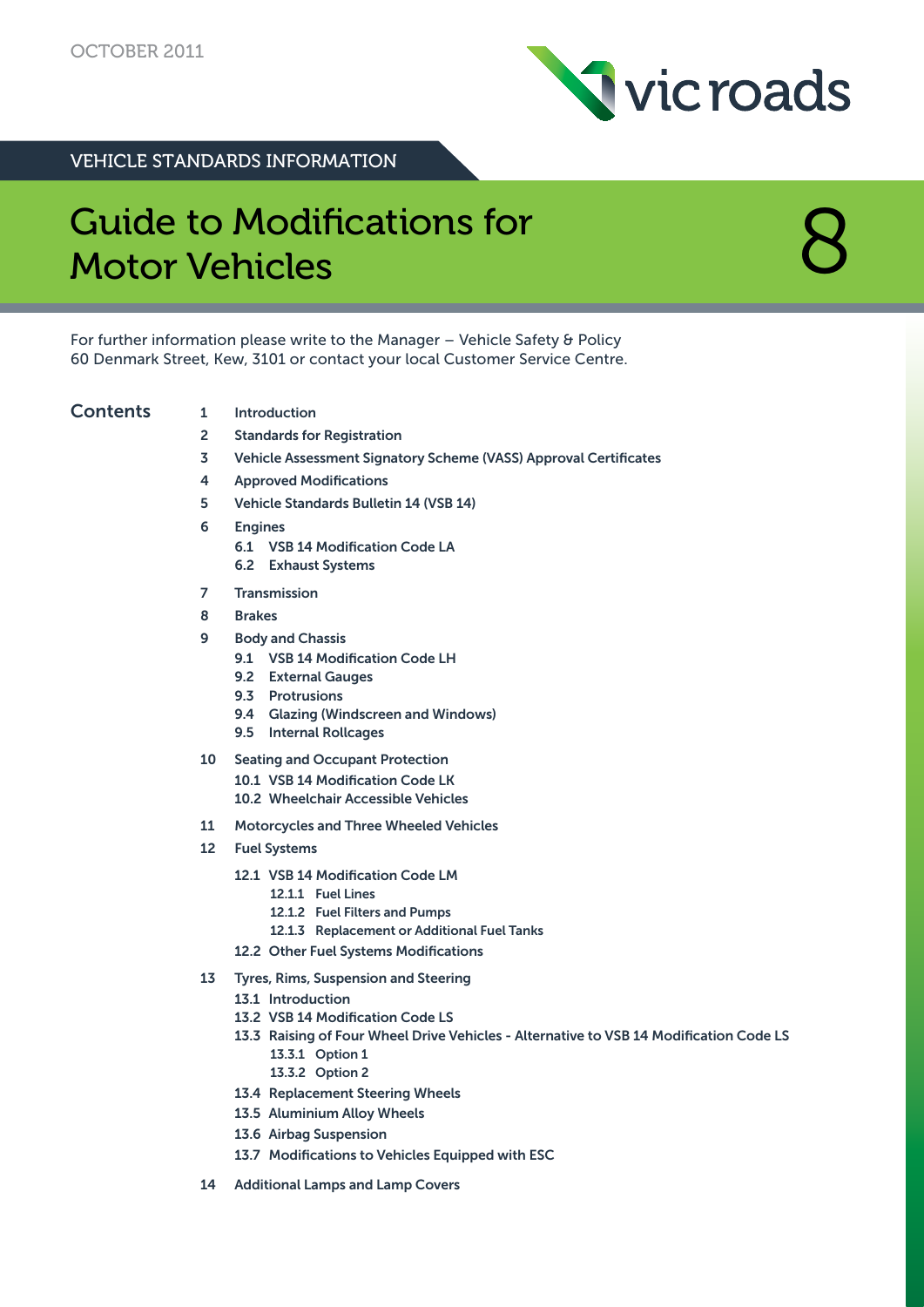OCTOBER 2011

VEHICLE STANDARDS INFORMATION

# Guide to Modifications for Motor Vehicles

8

For further information please write to the Manager – Vehicle Safety & Policy 60 Denmark Street, Kew, 3101 or contact your local Customer Service Centre.

## Contents

1 Introduction

2 Standards for Registration

3 Vehicle Assessment Signatory Scheme (VASS) Approval Certificates

4 Approved Modifications

5 Vehicle Standards Bulletin 14 (VSB 14)

6 Engines
- 6.1 VSB 14 Modification Code LA
- 6.2 Exhaust Systems

7 Transmission

8 Brakes

9 Body and Chassis
- 9.1 VSB 14 Modification Code LH
- 9.2 External Gauges
- 9.3 Protrusions
- 9.4 Glazing (Windscreen and Windows)
- 9.5 Internal Rollcages

10 Seating and Occupant Protection
- 10.1 VSB 14 Modification Code LK
- 10.2 Wheelchair Accessible Vehicles

11 Motorcycles and Three Wheeled Vehicles

12 Fuel Systems
- 12.1 VSB 14 Modification Code LM
  - 12.1.1 Fuel Lines
  - 12.1.2 Fuel Filters and Pumps
  - 12.1.3 Replacement or Additional Fuel Tanks
- 12.2 Other Fuel Systems Modifications

13 Tyres, Rims, Suspension and Steering
- 13.1 Introduction
- 13.2 VSB 14 Modification Code LS
- 13.3 Raising of Four Wheel Drive Vehicles - Alternative to VSB 14 Modification Code LS
  - 13.3.1 Option 1
  - 13.3.2 Option 2
- 13.4 Replacement Steering Wheels
- 13.5 Aluminium Alloy Wheels
- 13.6 Airbag Suspension
- 13.7 Modifications to Vehicles Equipped with ESC

14 Additional Lamps and Lamp Covers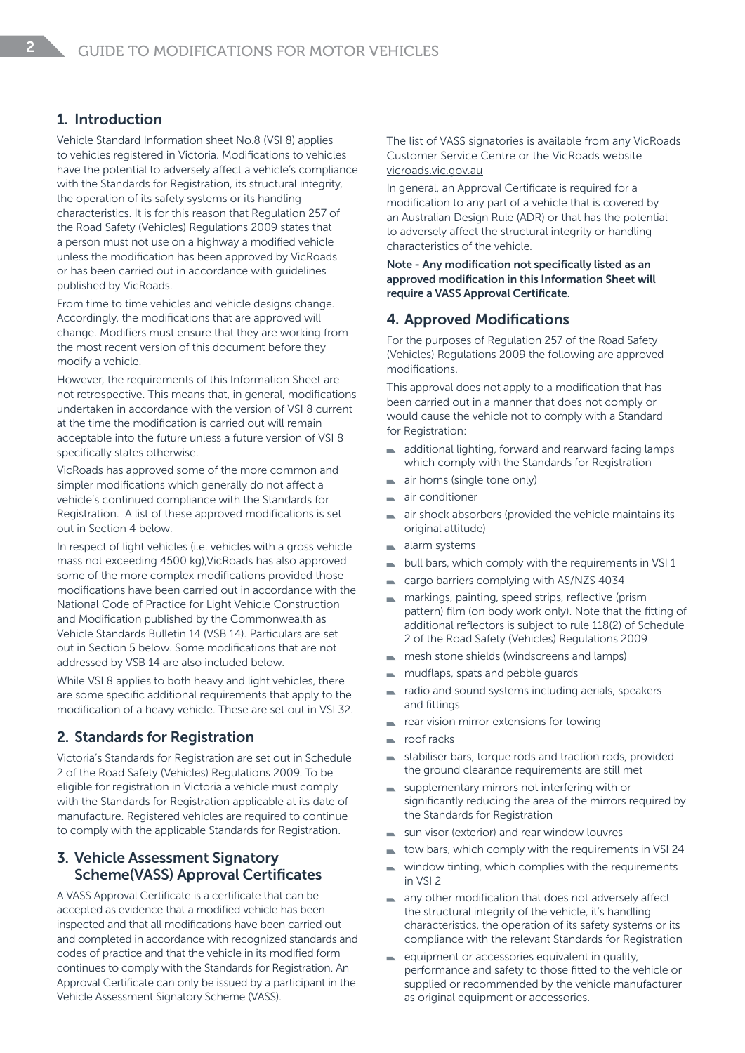## 1. Introduction

Vehicle Standard Information sheet No.8 (VSI 8) applies to vehicles registered in Victoria. Modifications to vehicles have the potential to adversely affect a vehicle's compliance with the Standards for Registration, its structural integrity, the operation of its safety systems or its handling characteristics. It is for this reason that Regulation 257 of the Road Safety (Vehicles) Regulations 2009 states that a person must not use on a highway a modified vehicle unless the modification has been approved by VicRoads or has been carried out in accordance with guidelines published by VicRoads.

From time to time vehicles and vehicle designs change. Accordingly, the modifications that are approved will change. Modifiers must ensure that they are working from the most recent version of this document before they modify a vehicle.

However, the requirements of this Information Sheet are not retrospective. This means that, in general, modifications undertaken in accordance with the version of VSI 8 current at the time the modification is carried out will remain acceptable into the future unless a future version of VSI 8 specifically states otherwise.

VicRoads has approved some of the more common and simpler modifications which generally do not affect a vehicle's continued compliance with the Standards for Registration. A list of these approved modifications is set out in Section 4 below.

In respect of light vehicles (i.e. vehicles with a gross vehicle mass not exceeding 4500 kg),VicRoads has also approved some of the more complex modifications provided those modifications have been carried out in accordance with the National Code of Practice for Light Vehicle Construction and Modification published by the Commonwealth as Vehicle Standards Bulletin 14 (VSB 14). Particulars are set out in Section 5 below. Some modifications that are not addressed by VSB 14 are also included below.

While VSI 8 applies to both heavy and light vehicles, there are some specific additional requirements that apply to the modification of a heavy vehicle. These are set out in VSI 32.

## 2. Standards for Registration

Victoria's Standards for Registration are set out in Schedule 2 of the Road Safety (Vehicles) Regulations 2009. To be eligible for registration in Victoria a vehicle must comply with the Standards for Registration applicable at its date of manufacture. Registered vehicles are required to continue to comply with the applicable Standards for Registration.

## 3. Vehicle Assessment Signatory Scheme(VASS) Approval Certificates

A VASS Approval Certificate is a certificate that can be accepted as evidence that a modified vehicle has been inspected and that all modifications have been carried out and completed in accordance with recognized standards and codes of practice and that the vehicle in its modified form continues to comply with the Standards for Registration. An Approval Certificate can only be issued by a participant in the Vehicle Assessment Signatory Scheme (VASS).

The list of VASS signatories is available from any VicRoads Customer Service Centre or the VicRoads website vicroads.vic.gov.au

In general, an Approval Certificate is required for a modification to any part of a vehicle that is covered by an Australian Design Rule (ADR) or that has the potential to adversely affect the structural integrity or handling characteristics of the vehicle.

**Note - Any modification not specifically listed as an approved modification in this Information Sheet will require a VASS Approval Certificate.**

## 4. Approved Modifications

For the purposes of Regulation 257 of the Road Safety (Vehicles) Regulations 2009 the following are approved modifications.

This approval does not apply to a modification that has been carried out in a manner that does not comply or would cause the vehicle not to comply with a Standard for Registration:

- additional lighting, forward and rearward facing lamps which comply with the Standards for Registration
- air horns (single tone only)
- air conditioner
- air shock absorbers (provided the vehicle maintains its original attitude)
- alarm systems
- bull bars, which comply with the requirements in VSI 1
- cargo barriers complying with AS/NZS 4034
- markings, painting, speed strips, reflective (prism pattern) film (on body work only). Note that the fitting of additional reflectors is subject to rule 118(2) of Schedule 2 of the Road Safety (Vehicles) Regulations 2009
- mesh stone shields (windscreens and lamps)
- mudflaps, spats and pebble guards
- radio and sound systems including aerials, speakers and fittings
- rear vision mirror extensions for towing
- roof racks
- stabiliser bars, torque rods and traction rods, provided the ground clearance requirements are still met
- supplementary mirrors not interfering with or significantly reducing the area of the mirrors required by the Standards for Registration
- sun visor (exterior) and rear window louvres
- tow bars, which comply with the requirements in VSI 24
- window tinting, which complies with the requirements in VSI 2
- any other modification that does not adversely affect the structural integrity of the vehicle, it's handling characteristics, the operation of its safety systems or its compliance with the relevant Standards for Registration
- equipment or accessories equivalent in quality, performance and safety to those fitted to the vehicle or supplied or recommended by the vehicle manufacturer as original equipment or accessories.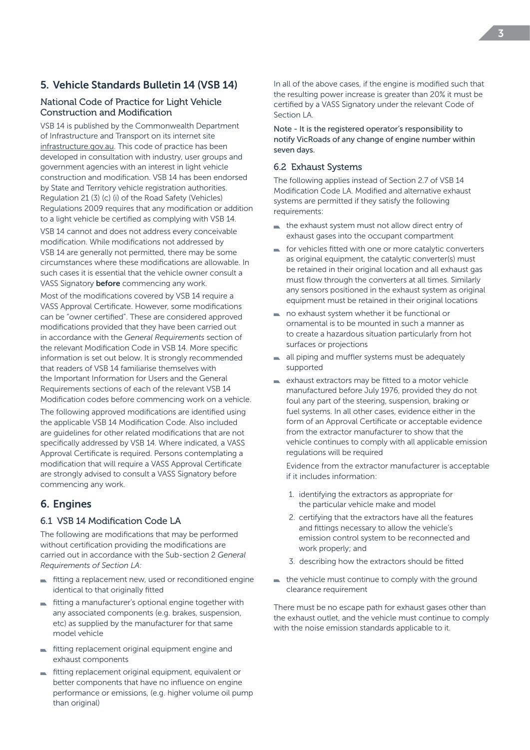## 5. Vehicle Standards Bulletin 14 (VSB 14)

### National Code of Practice for Light Vehicle Construction and Modification

VSB 14 is published by the Commonwealth Department of Infrastructure and Transport on its internet site infrastructure.gov.au. This code of practice has been developed in consultation with industry, user groups and government agencies with an interest in light vehicle construction and modification. VSB 14 has been endorsed by State and Territory vehicle registration authorities. Regulation 21 (3) (c) (i) of the Road Safety (Vehicles) Regulations 2009 requires that any modification or addition to a light vehicle be certified as complying with VSB 14.

VSB 14 cannot and does not address every conceivable modification. While modifications not addressed by VSB 14 are generally not permitted, there may be some circumstances where these modifications are allowable. In such cases it is essential that the vehicle owner consult a VASS Signatory **before** commencing any work.

Most of the modifications covered by VSB 14 require a VASS Approval Certificate. However, some modifications can be "owner certified". These are considered approved modifications provided that they have been carried out in accordance with the *General Requirements* section of the relevant Modification Code in VSB 14. More specific information is set out below. It is strongly recommended that readers of VSB 14 familiarise themselves with the Important Information for Users and the General Requirements sections of each of the relevant VSB 14 Modification codes before commencing work on a vehicle.

The following approved modifications are identified using the applicable VSB 14 Modification Code. Also included are guidelines for other related modifications that are not specifically addressed by VSB 14. Where indicated, a VASS Approval Certificate is required. Persons contemplating a modification that will require a VASS Approval Certificate are strongly advised to consult a VASS Signatory before commencing any work.

## 6. Engines

### 6.1 VSB 14 Modification Code LA

The following are modifications that may be performed without certification providing the modifications are carried out in accordance with the Sub-section 2 *General Requirements of Section LA:*

- fitting a replacement new, used or reconditioned engine identical to that originally fitted
- fitting a manufacturer's optional engine together with any associated components (e.g. brakes, suspension, etc) as supplied by the manufacturer for that same model vehicle
- fitting replacement original equipment engine and exhaust components
- fitting replacement original equipment, equivalent or better components that have no influence on engine performance or emissions, (e.g. higher volume oil pump than original)

In all of the above cases, if the engine is modified such that the resulting power increase is greater than 20% it must be certified by a VASS Signatory under the relevant Code of Section LA.

Note - It is the registered operator's responsibility to notify VicRoads of any change of engine number within seven days.

### 6.2 Exhaust Systems

The following applies instead of Section 2.7 of VSB 14 Modification Code LA. Modified and alternative exhaust systems are permitted if they satisfy the following requirements:

- the exhaust system must not allow direct entry of exhaust gases into the occupant compartment
- for vehicles fitted with one or more catalytic converters as original equipment, the catalytic converter(s) must be retained in their original location and all exhaust gas must flow through the converters at all times. Similarly any sensors positioned in the exhaust system as original equipment must be retained in their original locations
- no exhaust system whether it be functional or ornamental is to be mounted in such a manner as to create a hazardous situation particularly from hot surfaces or projections
- all piping and muffler systems must be adequately supported
- exhaust extractors may be fitted to a motor vehicle manufactured before July 1976, provided they do not foul any part of the steering, suspension, braking or fuel systems. In all other cases, evidence either in the form of an Approval Certificate or acceptable evidence from the extractor manufacturer to show that the vehicle continues to comply with all applicable emission regulations will be required

  Evidence from the extractor manufacturer is acceptable if it includes information:

  1. identifying the extractors as appropriate for the particular vehicle make and model
  2. certifying that the extractors have all the features and fittings necessary to allow the vehicle's emission control system to be reconnected and work properly; and
  3. describing how the extractors should be fitted

- the vehicle must continue to comply with the ground clearance requirement

There must be no escape path for exhaust gases other than the exhaust outlet, and the vehicle must continue to comply with the noise emission standards applicable to it.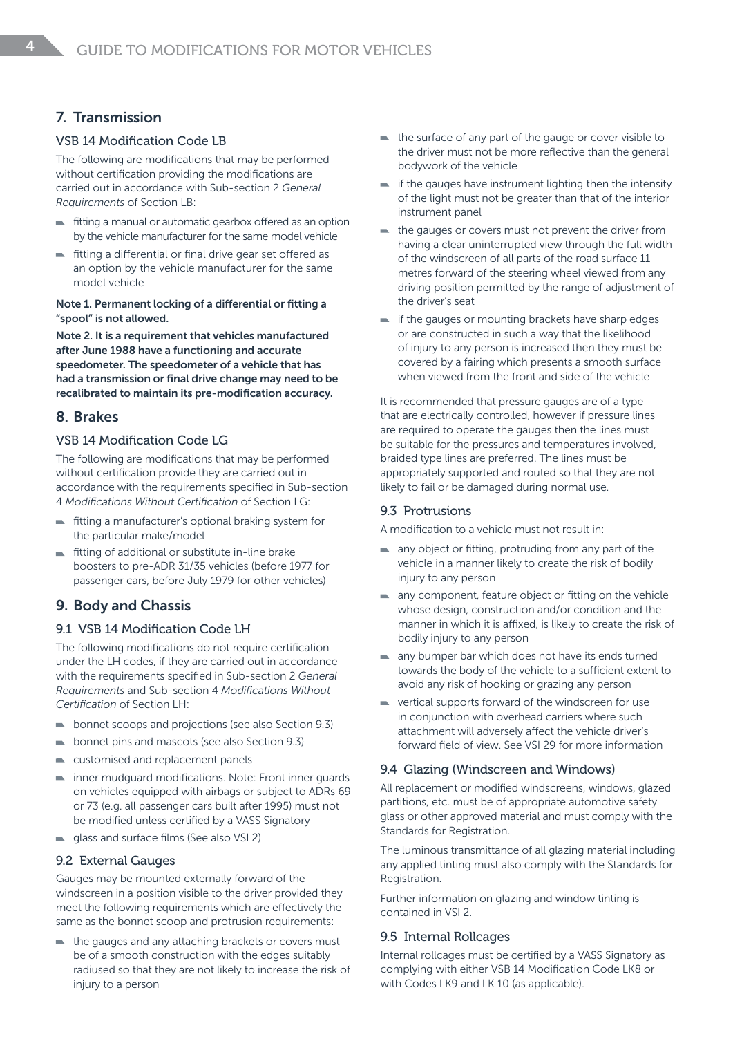## 7. Transmission

### VSB 14 Modification Code LB

The following are modifications that may be performed without certification providing the modifications are carried out in accordance with Sub-section 2 *General Requirements* of Section LB:

- fitting a manual or automatic gearbox offered as an option by the vehicle manufacturer for the same model vehicle
- fitting a differential or final drive gear set offered as an option by the vehicle manufacturer for the same model vehicle

**Note 1. Permanent locking of a differential or fitting a "spool" is not allowed.**

**Note 2. It is a requirement that vehicles manufactured after June 1988 have a functioning and accurate speedometer. The speedometer of a vehicle that has had a transmission or final drive change may need to be recalibrated to maintain its pre-modification accuracy.**

## 8. Brakes

### VSB 14 Modification Code LG

The following are modifications that may be performed without certification provide they are carried out in accordance with the requirements specified in Sub-section 4 *Modifications Without Certification* of Section LG:

- fitting a manufacturer's optional braking system for the particular make/model
- fitting of additional or substitute in-line brake boosters to pre-ADR 31/35 vehicles (before 1977 for passenger cars, before July 1979 for other vehicles)

## 9. Body and Chassis

### 9.1 VSB 14 Modification Code LH

The following modifications do not require certification under the LH codes, if they are carried out in accordance with the requirements specified in Sub-section 2 *General Requirements* and Sub-section 4 *Modifications Without Certification* of Section LH:

- bonnet scoops and projections (see also Section 9.3)
- bonnet pins and mascots (see also Section 9.3)
- customised and replacement panels
- inner mudguard modifications. Note: Front inner guards on vehicles equipped with airbags or subject to ADRs 69 or 73 (e.g. all passenger cars built after 1995) must not be modified unless certified by a VASS Signatory
- glass and surface films (See also VSI 2)

### 9.2 External Gauges

Gauges may be mounted externally forward of the windscreen in a position visible to the driver provided they meet the following requirements which are effectively the same as the bonnet scoop and protrusion requirements:

- the gauges and any attaching brackets or covers must be of a smooth construction with the edges suitably radiused so that they are not likely to increase the risk of injury to a person
- the surface of any part of the gauge or cover visible to the driver must not be more reflective than the general bodywork of the vehicle
- if the gauges have instrument lighting then the intensity of the light must not be greater than that of the interior instrument panel
- the gauges or covers must not prevent the driver from having a clear uninterrupted view through the full width of the windscreen of all parts of the road surface 11 metres forward of the steering wheel viewed from any driving position permitted by the range of adjustment of the driver's seat
- if the gauges or mounting brackets have sharp edges or are constructed in such a way that the likelihood of injury to any person is increased then they must be covered by a fairing which presents a smooth surface when viewed from the front and side of the vehicle

It is recommended that pressure gauges are of a type that are electrically controlled, however if pressure lines are required to operate the gauges then the lines must be suitable for the pressures and temperatures involved, braided type lines are preferred. The lines must be appropriately supported and routed so that they are not likely to fail or be damaged during normal use.

### 9.3 Protrusions

A modification to a vehicle must not result in:

- any object or fitting, protruding from any part of the vehicle in a manner likely to create the risk of bodily injury to any person
- any component, feature object or fitting on the vehicle whose design, construction and/or condition and the manner in which it is affixed, is likely to create the risk of bodily injury to any person
- any bumper bar which does not have its ends turned towards the body of the vehicle to a sufficient extent to avoid any risk of hooking or grazing any person
- vertical supports forward of the windscreen for use in conjunction with overhead carriers where such attachment will adversely affect the vehicle driver's forward field of view. See VSI 29 for more information

### 9.4 Glazing (Windscreen and Windows)

All replacement or modified windscreens, windows, glazed partitions, etc. must be of appropriate automotive safety glass or other approved material and must comply with the Standards for Registration.

The luminous transmittance of all glazing material including any applied tinting must also comply with the Standards for Registration.

Further information on glazing and window tinting is contained in VSI 2.

### 9.5 Internal Rollcages

Internal rollcages must be certified by a VASS Signatory as complying with either VSB 14 Modification Code LK8 or with Codes LK9 and LK 10 (as applicable).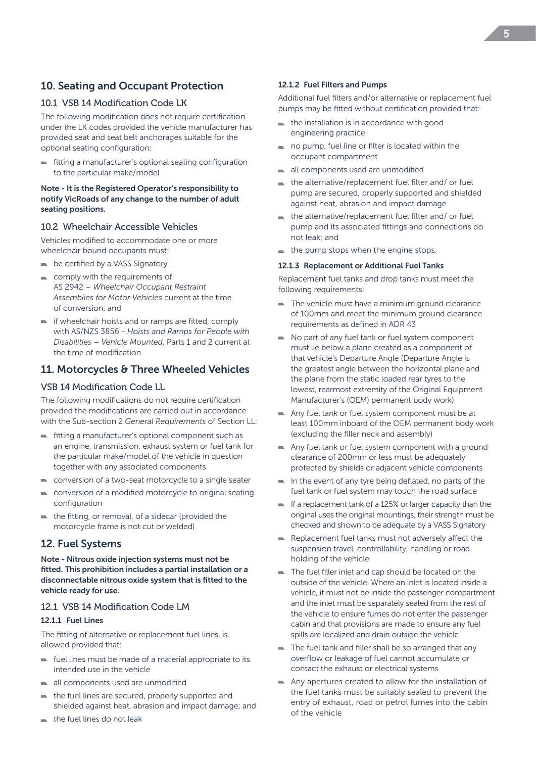## 10. Seating and Occupant Protection

### 10.1 VSB 14 Modification Code LK

The following modification does not require certification under the LK codes provided the vehicle manufacturer has provided seat and seat belt anchorages suitable for the optional seating configuration:

- fitting a manufacturer's optional seating configuration to the particular make/model

**Note - It is the Registered Operator's responsibility to notify VicRoads of any change to the number of adult seating positions.**

### 10.2 Wheelchair Accessible Vehicles

Vehicles modified to accommodate one or more wheelchair bound occupants must:

- be certified by a VASS Signatory
- comply with the requirements of AS 2942 – *Wheelchair Occupant Restraint Assemblies for Motor Vehicles* current at the time of conversion; and
- if wheelchair hoists and or ramps are fitted, comply with AS/NZS 3856 - *Hoists and Ramps for People with Disabilities – Vehicle Mounted*, Parts 1 and 2 current at the time of modification

## 11. Motorcycles & Three Wheeled Vehicles

### VSB 14 Modification Code LL

The following modifications do not require certification provided the modifications are carried out in accordance with the Sub-section 2 *General Requirements* of Section LL:

- fitting a manufacturer's optional component such as an engine, transmission, exhaust system or fuel tank for the particular make/model of the vehicle in question together with any associated components
- conversion of a two-seat motorcycle to a single seater
- conversion of a modified motorcycle to original seating configuration
- the fitting, or removal, of a sidecar (provided the motorcycle frame is not cut or welded)

## 12. Fuel Systems

**Note - Nitrous oxide injection systems must not be fitted. This prohibition includes a partial installation or a disconnectable nitrous oxide system that is fitted to the vehicle ready for use.**

### 12.1 VSB 14 Modification Code LM

#### 12.1.1 Fuel Lines

The fitting of alternative or replacement fuel lines, is allowed provided that:

- fuel lines must be made of a material appropriate to its intended use in the vehicle
- all components used are unmodified
- the fuel lines are secured, properly supported and shielded against heat, abrasion and impact damage; and
- the fuel lines do not leak

#### 12.1.2 Fuel Filters and Pumps

Additional fuel filters and/or alternative or replacement fuel pumps may be fitted without certification provided that:

- the installation is in accordance with good engineering practice
- no pump, fuel line or filter is located within the occupant compartment
- all components used are unmodified
- the alternative/replacement fuel filter and/ or fuel pump are secured, properly supported and shielded against heat, abrasion and impact damage
- the alternative/replacement fuel filter and/ or fuel pump and its associated fittings and connections do not leak; and
- the pump stops when the engine stops.

#### 12.1.3 Replacement or Additional Fuel Tanks

Replacement fuel tanks and drop tanks must meet the following requirements:

- The vehicle must have a minimum ground clearance of 100mm and meet the minimum ground clearance requirements as defined in ADR 43
- No part of any fuel tank or fuel system component must lie below a plane created as a component of that vehicle's Departure Angle (Departure Angle is the greatest angle between the horizontal plane and the plane from the static loaded rear tyres to the lowest, rearmost extremity of the Original Equipment Manufacturer's (OEM) permanent body work)
- Any fuel tank or fuel system component must be at least 100mm inboard of the OEM permanent body work (excluding the filler neck and assembly)
- Any fuel tank or fuel system component with a ground clearance of 200mm or less must be adequately protected by shields or adjacent vehicle components
- In the event of any tyre being deflated, no parts of the fuel tank or fuel system may touch the road surface
- If a replacement tank of a 125% or larger capacity than the original uses the original mountings, their strength must be checked and shown to be adequate by a VASS Signatory
- Replacement fuel tanks must not adversely affect the suspension travel, controllability, handling or road holding of the vehicle
- The fuel filler inlet and cap should be located on the outside of the vehicle. Where an inlet is located inside a vehicle, it must not be inside the passenger compartment and the inlet must be separately sealed from the rest of the vehicle to ensure fumes do not enter the passenger cabin and that provisions are made to ensure any fuel spills are localized and drain outside the vehicle
- The fuel tank and filler shall be so arranged that any overflow or leakage of fuel cannot accumulate or contact the exhaust or electrical systems
- Any apertures created to allow for the installation of the fuel tanks must be suitably sealed to prevent the entry of exhaust, road or petrol fumes into the cabin of the vehicle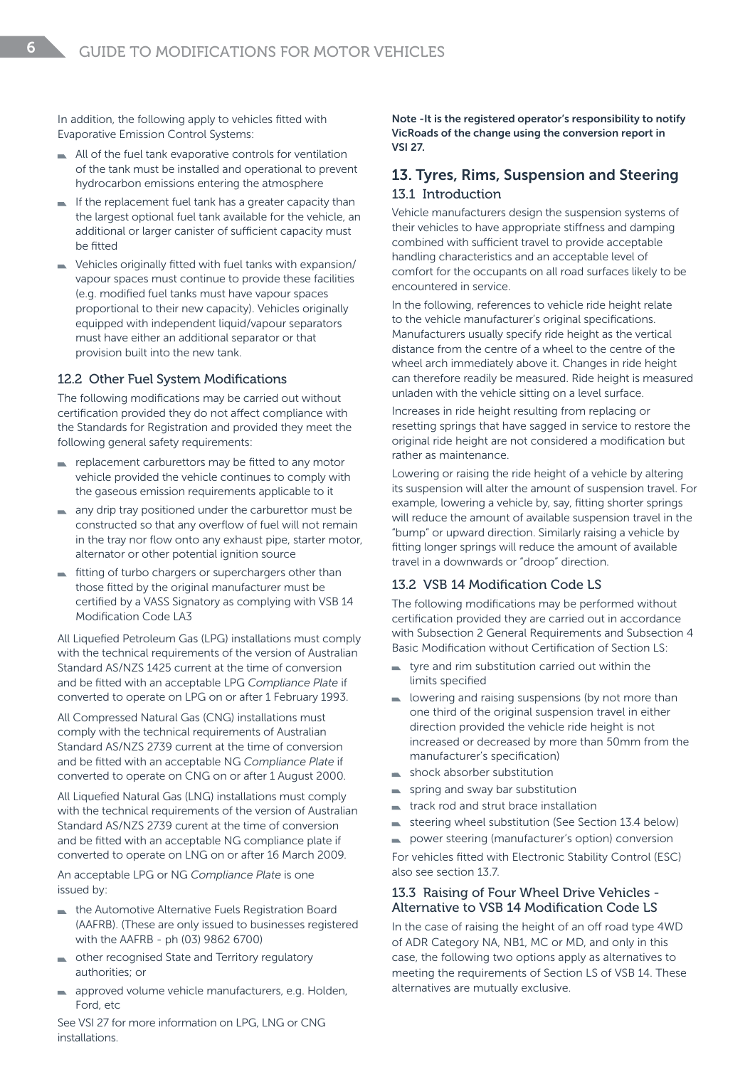In addition, the following apply to vehicles fitted with Evaporative Emission Control Systems:

- All of the fuel tank evaporative controls for ventilation of the tank must be installed and operational to prevent hydrocarbon emissions entering the atmosphere
- If the replacement fuel tank has a greater capacity than the largest optional fuel tank available for the vehicle, an additional or larger canister of sufficient capacity must be fitted
- Vehicles originally fitted with fuel tanks with expansion/vapour spaces must continue to provide these facilities (e.g. modified fuel tanks must have vapour spaces proportional to their new capacity). Vehicles originally equipped with independent liquid/vapour separators must have either an additional separator or that provision built into the new tank.

### 12.2 Other Fuel System Modifications

The following modifications may be carried out without certification provided they do not affect compliance with the Standards for Registration and provided they meet the following general safety requirements:

- replacement carburettors may be fitted to any motor vehicle provided the vehicle continues to comply with the gaseous emission requirements applicable to it
- any drip tray positioned under the carburettor must be constructed so that any overflow of fuel will not remain in the tray nor flow onto any exhaust pipe, starter motor, alternator or other potential ignition source
- fitting of turbo chargers or superchargers other than those fitted by the original manufacturer must be certified by a VASS Signatory as complying with VSB 14 Modification Code LA3

All Liquefied Petroleum Gas (LPG) installations must comply with the technical requirements of the version of Australian Standard AS/NZS 1425 current at the time of conversion and be fitted with an acceptable LPG *Compliance Plate* if converted to operate on LPG on or after 1 February 1993.

All Compressed Natural Gas (CNG) installations must comply with the technical requirements of Australian Standard AS/NZS 2739 current at the time of conversion and be fitted with an acceptable NG *Compliance Plate* if converted to operate on CNG on or after 1 August 2000.

All Liquefied Natural Gas (LNG) installations must comply with the technical requirements of the version of Australian Standard AS/NZS 2739 curent at the time of conversion and be fitted with an acceptable NG compliance plate if converted to operate on LNG on or after 16 March 2009.

An acceptable LPG or NG *Compliance Plate* is one issued by:

- the Automotive Alternative Fuels Registration Board (AAFRB). (These are only issued to businesses registered with the AAFRB - ph (03) 9862 6700)
- other recognised State and Territory regulatory authorities; or
- approved volume vehicle manufacturers, e.g. Holden, Ford, etc

See VSI 27 for more information on LPG, LNG or CNG installations.

**Note -It is the registered operator's responsibility to notify VicRoads of the change using the conversion report in VSI 27.**

## 13. Tyres, Rims, Suspension and Steering

### 13.1 Introduction

Vehicle manufacturers design the suspension systems of their vehicles to have appropriate stiffness and damping combined with sufficient travel to provide acceptable handling characteristics and an acceptable level of comfort for the occupants on all road surfaces likely to be encountered in service.

In the following, references to vehicle ride height relate to the vehicle manufacturer's original specifications. Manufacturers usually specify ride height as the vertical distance from the centre of a wheel to the centre of the wheel arch immediately above it. Changes in ride height can therefore readily be measured. Ride height is measured unladen with the vehicle sitting on a level surface.

Increases in ride height resulting from replacing or resetting springs that have sagged in service to restore the original ride height are not considered a modification but rather as maintenance.

Lowering or raising the ride height of a vehicle by altering its suspension will alter the amount of suspension travel. For example, lowering a vehicle by, say, fitting shorter springs will reduce the amount of available suspension travel in the "bump" or upward direction. Similarly raising a vehicle by fitting longer springs will reduce the amount of available travel in a downwards or "droop" direction.

### 13.2 VSB 14 Modification Code LS

The following modifications may be performed without certification provided they are carried out in accordance with Subsection 2 General Requirements and Subsection 4 Basic Modification without Certification of Section LS:

- tyre and rim substitution carried out within the limits specified
- lowering and raising suspensions (by not more than one third of the original suspension travel in either direction provided the vehicle ride height is not increased or decreased by more than 50mm from the manufacturer's specification)
- shock absorber substitution
- spring and sway bar substitution
- track rod and strut brace installation
- steering wheel substitution (See Section 13.4 below)
- power steering (manufacturer's option) conversion

For vehicles fitted with Electronic Stability Control (ESC) also see section 13.7.

### 13.3 Raising of Four Wheel Drive Vehicles - Alternative to VSB 14 Modification Code LS

In the case of raising the height of an off road type 4WD of ADR Category NA, NB1, MC or MD, and only in this case, the following two options apply as alternatives to meeting the requirements of Section LS of VSB 14. These alternatives are mutually exclusive.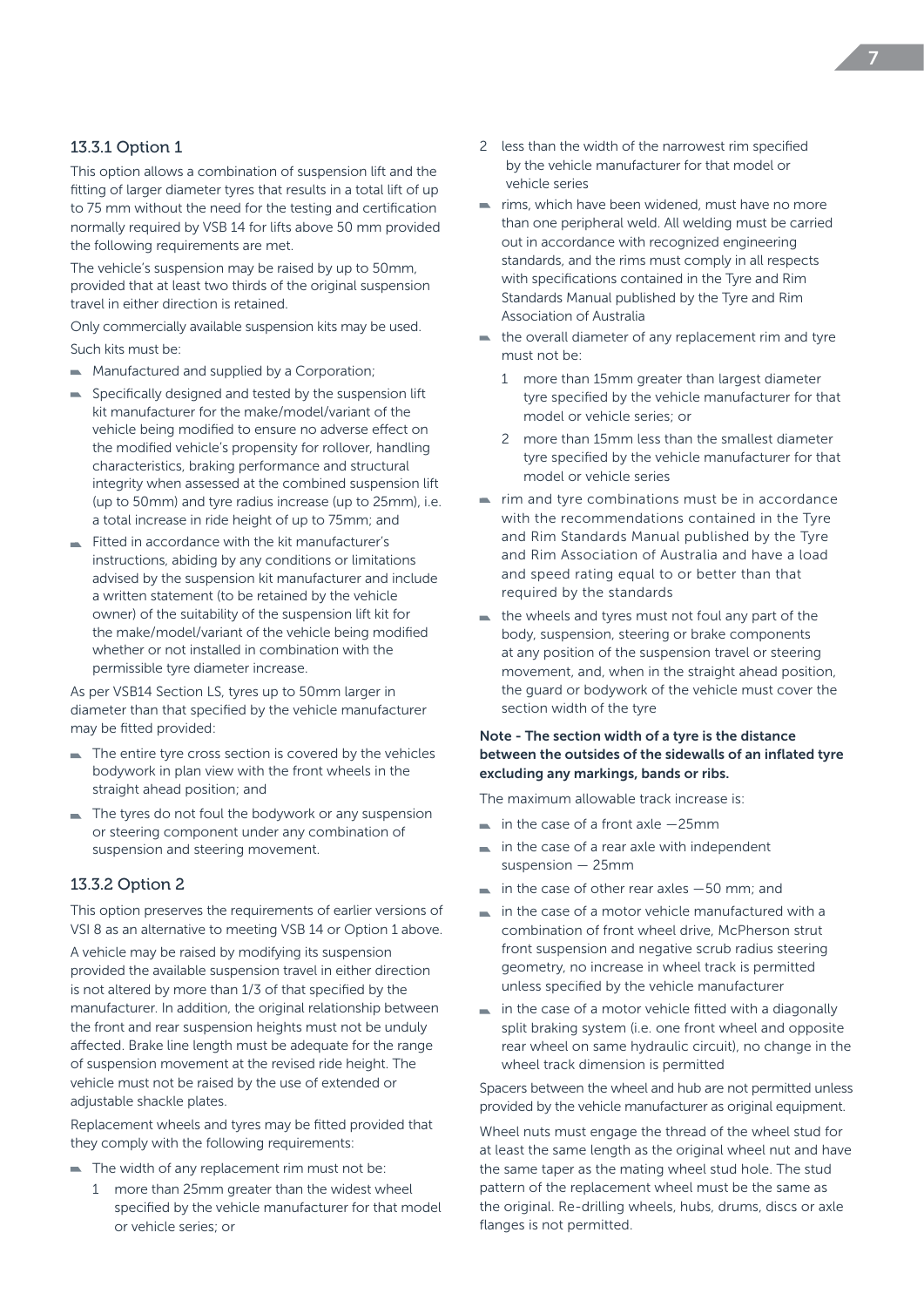### 13.3.1 Option 1

This option allows a combination of suspension lift and the fitting of larger diameter tyres that results in a total lift of up to 75 mm without the need for the testing and certification normally required by VSB 14 for lifts above 50 mm provided the following requirements are met.

The vehicle's suspension may be raised by up to 50mm, provided that at least two thirds of the original suspension travel in either direction is retained.

Only commercially available suspension kits may be used.

Such kits must be:

- Manufactured and supplied by a Corporation;
- Specifically designed and tested by the suspension lift kit manufacturer for the make/model/variant of the vehicle being modified to ensure no adverse effect on the modified vehicle's propensity for rollover, handling characteristics, braking performance and structural integrity when assessed at the combined suspension lift (up to 50mm) and tyre radius increase (up to 25mm), i.e. a total increase in ride height of up to 75mm; and
- Fitted in accordance with the kit manufacturer's instructions, abiding by any conditions or limitations advised by the suspension kit manufacturer and include a written statement (to be retained by the vehicle owner) of the suitability of the suspension lift kit for the make/model/variant of the vehicle being modified whether or not installed in combination with the permissible tyre diameter increase.

As per VSB14 Section LS, tyres up to 50mm larger in diameter than that specified by the vehicle manufacturer may be fitted provided:

- The entire tyre cross section is covered by the vehicles bodywork in plan view with the front wheels in the straight ahead position; and
- The tyres do not foul the bodywork or any suspension or steering component under any combination of suspension and steering movement.

### 13.3.2 Option 2

This option preserves the requirements of earlier versions of VSI 8 as an alternative to meeting VSB 14 or Option 1 above.

A vehicle may be raised by modifying its suspension provided the available suspension travel in either direction is not altered by more than 1/3 of that specified by the manufacturer. In addition, the original relationship between the front and rear suspension heights must not be unduly affected. Brake line length must be adequate for the range of suspension movement at the revised ride height. The vehicle must not be raised by the use of extended or adjustable shackle plates.

Replacement wheels and tyres may be fitted provided that they comply with the following requirements:

- The width of any replacement rim must not be:
  1. more than 25mm greater than the widest wheel specified by the vehicle manufacturer for that model or vehicle series; or
  2. less than the width of the narrowest rim specified by the vehicle manufacturer for that model or vehicle series
- rims, which have been widened, must have no more than one peripheral weld. All welding must be carried out in accordance with recognized engineering standards, and the rims must comply in all respects with specifications contained in the Tyre and Rim Standards Manual published by the Tyre and Rim Association of Australia
- the overall diameter of any replacement rim and tyre must not be:
  1. more than 15mm greater than largest diameter tyre specified by the vehicle manufacturer for that model or vehicle series; or
  2. more than 15mm less than the smallest diameter tyre specified by the vehicle manufacturer for that model or vehicle series
- rim and tyre combinations must be in accordance with the recommendations contained in the Tyre and Rim Standards Manual published by the Tyre and Rim Association of Australia and have a load and speed rating equal to or better than that required by the standards
- the wheels and tyres must not foul any part of the body, suspension, steering or brake components at any position of the suspension travel or steering movement, and, when in the straight ahead position, the guard or bodywork of the vehicle must cover the section width of the tyre

**Note - The section width of a tyre is the distance between the outsides of the sidewalls of an inflated tyre excluding any markings, bands or ribs.**

The maximum allowable track increase is:

- in the case of a front axle —25mm
- in the case of a rear axle with independent suspension — 25mm
- in the case of other rear axles —50 mm; and
- in the case of a motor vehicle manufactured with a combination of front wheel drive, McPherson strut front suspension and negative scrub radius steering geometry, no increase in wheel track is permitted unless specified by the vehicle manufacturer
- in the case of a motor vehicle fitted with a diagonally split braking system (i.e. one front wheel and opposite rear wheel on same hydraulic circuit), no change in the wheel track dimension is permitted

Spacers between the wheel and hub are not permitted unless provided by the vehicle manufacturer as original equipment.

Wheel nuts must engage the thread of the wheel stud for at least the same length as the original wheel nut and have the same taper as the mating wheel stud hole. The stud pattern of the replacement wheel must be the same as the original. Re-drilling wheels, hubs, drums, discs or axle flanges is not permitted.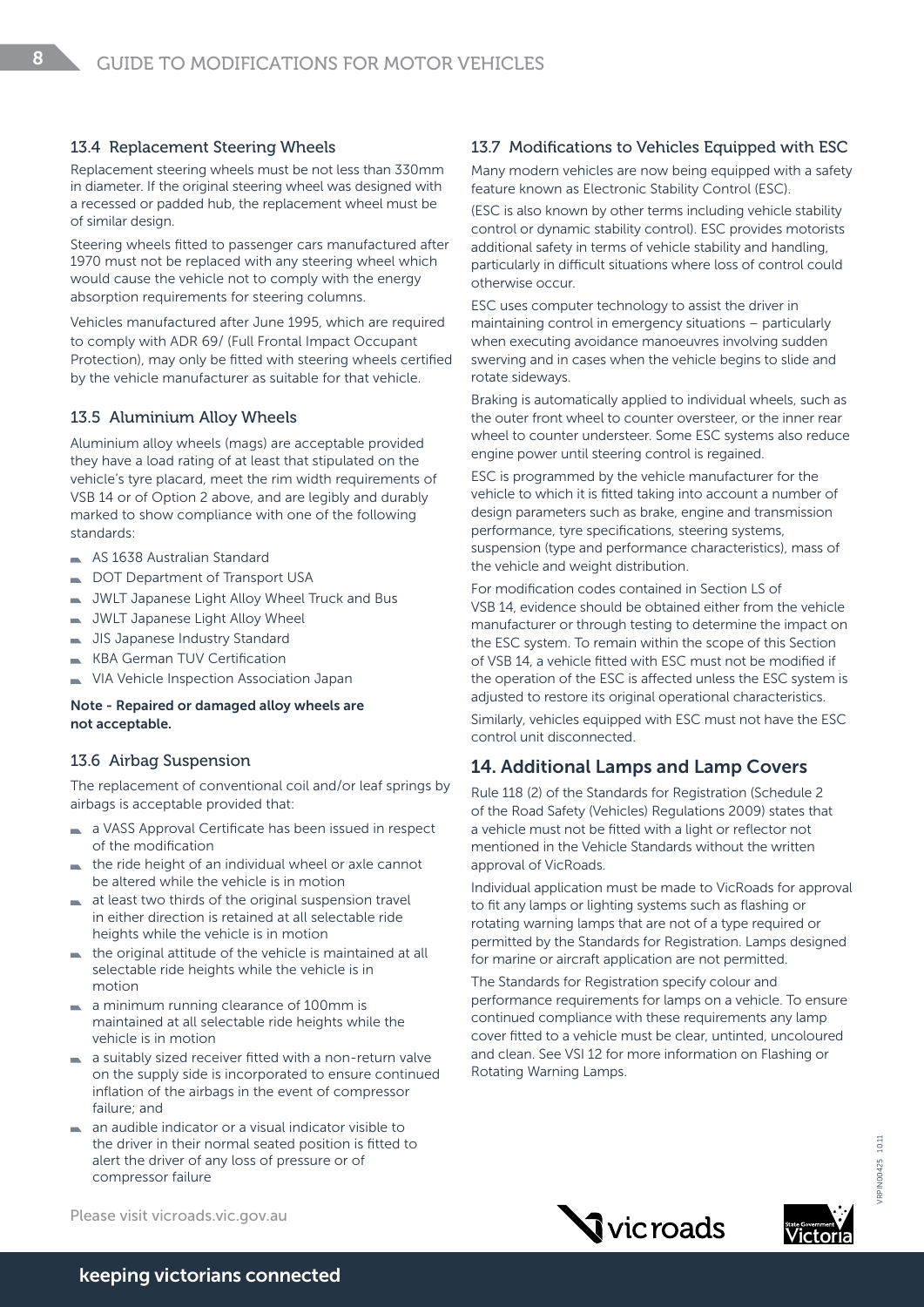### 13.4 Replacement Steering Wheels

Replacement steering wheels must be not less than 330mm in diameter. If the original steering wheel was designed with a recessed or padded hub, the replacement wheel must be of similar design.

Steering wheels fitted to passenger cars manufactured after 1970 must not be replaced with any steering wheel which would cause the vehicle not to comply with the energy absorption requirements for steering columns.

Vehicles manufactured after June 1995, which are required to comply with ADR 69/ (Full Frontal Impact Occupant Protection), may only be fitted with steering wheels certified by the vehicle manufacturer as suitable for that vehicle.

### 13.5 Aluminium Alloy Wheels

Aluminium alloy wheels (mags) are acceptable provided they have a load rating of at least that stipulated on the vehicle's tyre placard, meet the rim width requirements of VSB 14 or of Option 2 above, and are legibly and durably marked to show compliance with one of the following standards:

- AS 1638 Australian Standard
- DOT Department of Transport USA
- JWLT Japanese Light Alloy Wheel Truck and Bus
- JWLT Japanese Light Alloy Wheel
- JIS Japanese Industry Standard
- KBA German TUV Certification
- VIA Vehicle Inspection Association Japan

**Note - Repaired or damaged alloy wheels are not acceptable.**

### 13.6 Airbag Suspension

The replacement of conventional coil and/or leaf springs by airbags is acceptable provided that:

- a VASS Approval Certificate has been issued in respect of the modification
- the ride height of an individual wheel or axle cannot be altered while the vehicle is in motion
- at least two thirds of the original suspension travel in either direction is retained at all selectable ride heights while the vehicle is in motion
- the original attitude of the vehicle is maintained at all selectable ride heights while the vehicle is in motion
- a minimum running clearance of 100mm is maintained at all selectable ride heights while the vehicle is in motion
- a suitably sized receiver fitted with a non-return valve on the supply side is incorporated to ensure continued inflation of the airbags in the event of compressor failure; and
- an audible indicator or a visual indicator visible to the driver in their normal seated position is fitted to alert the driver of any loss of pressure or of compressor failure

### 13.7 Modifications to Vehicles Equipped with ESC

Many modern vehicles are now being equipped with a safety feature known as Electronic Stability Control (ESC).

(ESC is also known by other terms including vehicle stability control or dynamic stability control). ESC provides motorists additional safety in terms of vehicle stability and handling, particularly in difficult situations where loss of control could otherwise occur.

ESC uses computer technology to assist the driver in maintaining control in emergency situations – particularly when executing avoidance manoeuvres involving sudden swerving and in cases when the vehicle begins to slide and rotate sideways.

Braking is automatically applied to individual wheels, such as the outer front wheel to counter oversteer, or the inner rear wheel to counter understeer. Some ESC systems also reduce engine power until steering control is regained.

ESC is programmed by the vehicle manufacturer for the vehicle to which it is fitted taking into account a number of design parameters such as brake, engine and transmission performance, tyre specifications, steering systems, suspension (type and performance characteristics), mass of the vehicle and weight distribution.

For modification codes contained in Section LS of VSB 14, evidence should be obtained either from the vehicle manufacturer or through testing to determine the impact on the ESC system. To remain within the scope of this Section of VSB 14, a vehicle fitted with ESC must not be modified if the operation of the ESC is affected unless the ESC system is adjusted to restore its original operational characteristics.

Similarly, vehicles equipped with ESC must not have the ESC control unit disconnected.

## 14. Additional Lamps and Lamp Covers

Rule 118 (2) of the Standards for Registration (Schedule 2 of the Road Safety (Vehicles) Regulations 2009) states that a vehicle must not be fitted with a light or reflector not mentioned in the Vehicle Standards without the written approval of VicRoads.

Individual application must be made to VicRoads for approval to fit any lamps or lighting systems such as flashing or rotating warning lamps that are not of a type required or permitted by the Standards for Registration. Lamps designed for marine or aircraft application are not permitted.

The Standards for Registration specify colour and performance requirements for lamps on a vehicle. To ensure continued compliance with these requirements any lamp cover fitted to a vehicle must be clear, untinted, uncoloured and clean. See VSI 12 for more information on Flashing or Rotating Warning Lamps.

Please visit vicroads.vic.gov.au

VRPIN00425 10.11

keeping victorians connected